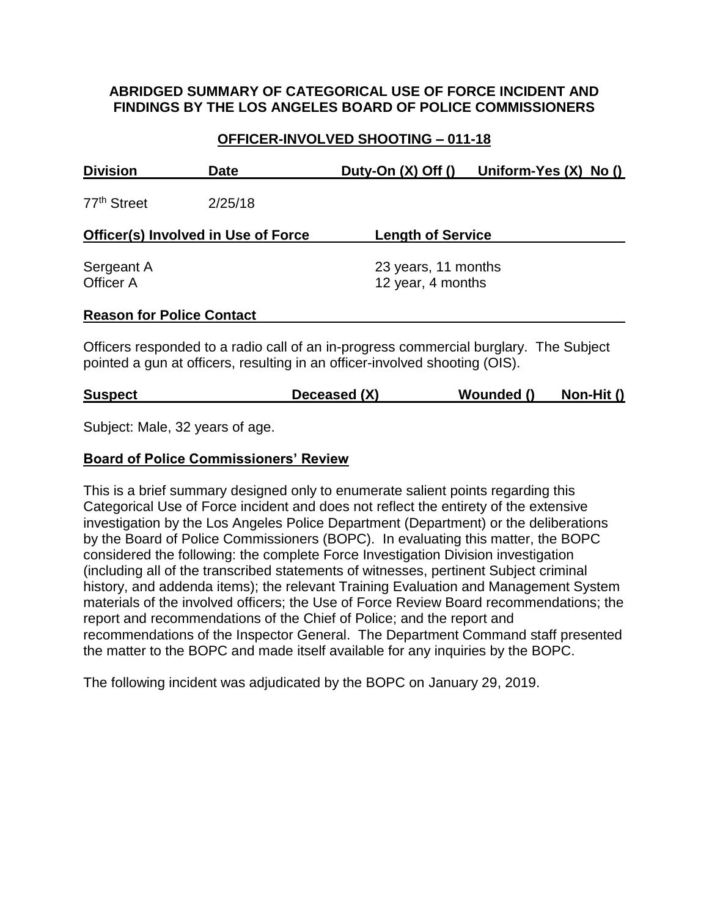**ABRIDGED SUMMARY OF CATEGORICAL USE OF FORCE INCIDENT AND FINDINGS BY THE LOS ANGELES BOARD OF POLICE COMMISSIONERS**

**OFFICER-INVOLVED SHOOTING – 011-18**

| Division | Date | Duty-On (X) Off () | Uniform-Yes (X) No () |
|---|---|---|---|
| 77th Street | 2/25/18 | | |

| Officer(s) Involved in Use of Force | Length of Service |
|---|---|
| Sergeant A | 23 years, 11 months |
| Officer A | 12 year, 4 months |

**Reason for Police Contact**

Officers responded to a radio call of an in-progress commercial burglary. The Subject pointed a gun at officers, resulting in an officer-involved shooting (OIS).

| Suspect | Deceased (X) | Wounded () | Non-Hit () |
|---|---|---|---|

Subject: Male, 32 years of age.

**Board of Police Commissioners' Review**

This is a brief summary designed only to enumerate salient points regarding this Categorical Use of Force incident and does not reflect the entirety of the extensive investigation by the Los Angeles Police Department (Department) or the deliberations by the Board of Police Commissioners (BOPC). In evaluating this matter, the BOPC considered the following: the complete Force Investigation Division investigation (including all of the transcribed statements of witnesses, pertinent Subject criminal history, and addenda items); the relevant Training Evaluation and Management System materials of the involved officers; the Use of Force Review Board recommendations; the report and recommendations of the Chief of Police; and the report and recommendations of the Inspector General. The Department Command staff presented the matter to the BOPC and made itself available for any inquiries by the BOPC.

The following incident was adjudicated by the BOPC on January 29, 2019.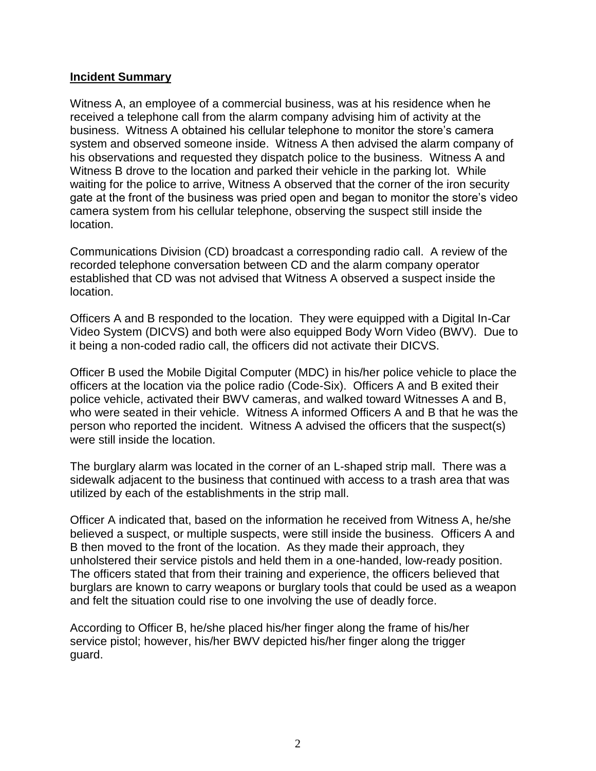**Incident Summary**

Witness A, an employee of a commercial business, was at his residence when he received a telephone call from the alarm company advising him of activity at the business. Witness A obtained his cellular telephone to monitor the store's camera system and observed someone inside. Witness A then advised the alarm company of his observations and requested they dispatch police to the business. Witness A and Witness B drove to the location and parked their vehicle in the parking lot. While waiting for the police to arrive, Witness A observed that the corner of the iron security gate at the front of the business was pried open and began to monitor the store's video camera system from his cellular telephone, observing the suspect still inside the location.

Communications Division (CD) broadcast a corresponding radio call. A review of the recorded telephone conversation between CD and the alarm company operator established that CD was not advised that Witness A observed a suspect inside the location.

Officers A and B responded to the location. They were equipped with a Digital In-Car Video System (DICVS) and both were also equipped Body Worn Video (BWV). Due to it being a non-coded radio call, the officers did not activate their DICVS.

Officer B used the Mobile Digital Computer (MDC) in his/her police vehicle to place the officers at the location via the police radio (Code-Six). Officers A and B exited their police vehicle, activated their BWV cameras, and walked toward Witnesses A and B, who were seated in their vehicle. Witness A informed Officers A and B that he was the person who reported the incident. Witness A advised the officers that the suspect(s) were still inside the location.

The burglary alarm was located in the corner of an L-shaped strip mall. There was a sidewalk adjacent to the business that continued with access to a trash area that was utilized by each of the establishments in the strip mall.

Officer A indicated that, based on the information he received from Witness A, he/she believed a suspect, or multiple suspects, were still inside the business. Officers A and B then moved to the front of the location. As they made their approach, they unholstered their service pistols and held them in a one-handed, low-ready position. The officers stated that from their training and experience, the officers believed that burglars are known to carry weapons or burglary tools that could be used as a weapon and felt the situation could rise to one involving the use of deadly force.

According to Officer B, he/she placed his/her finger along the frame of his/her service pistol; however, his/her BWV depicted his/her finger along the trigger guard.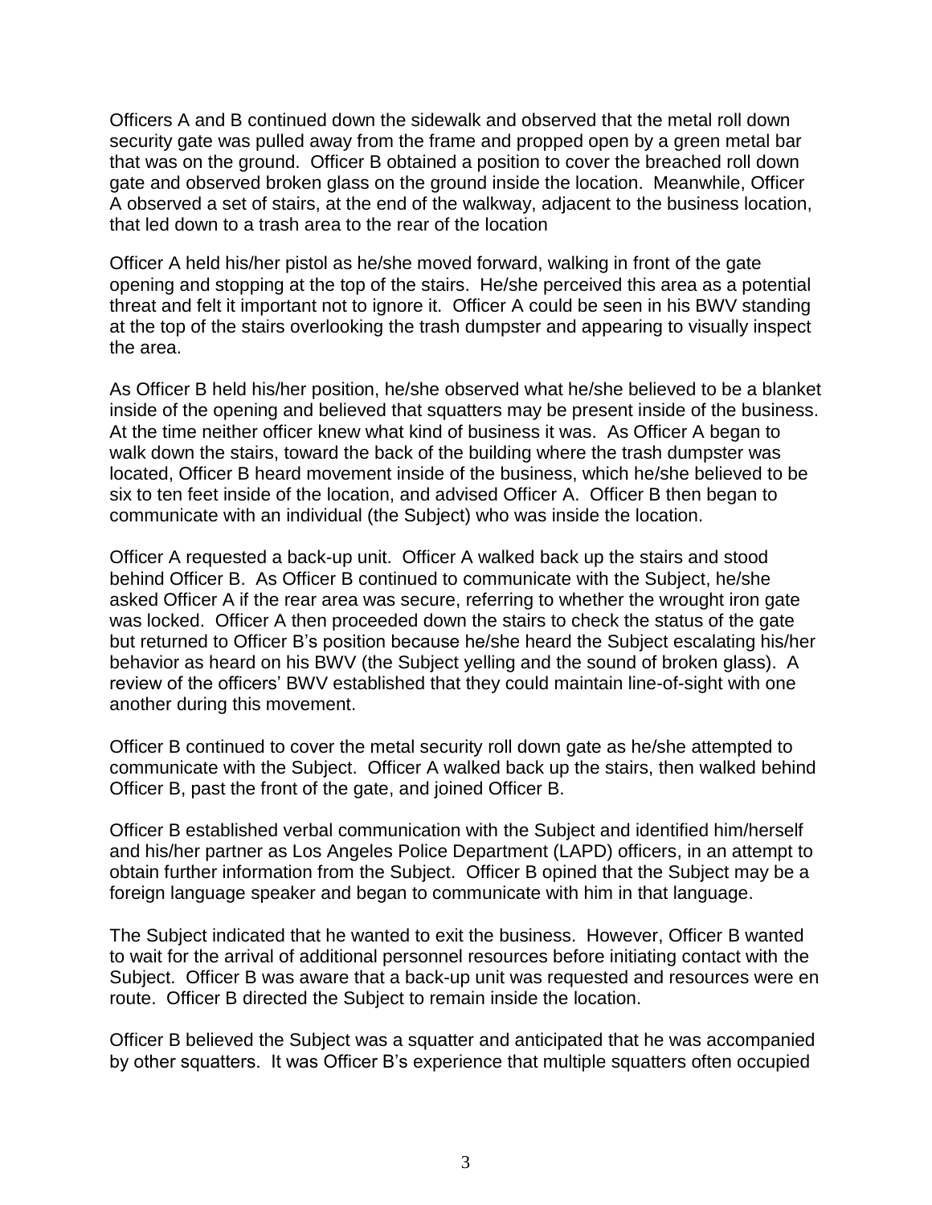Officers A and B continued down the sidewalk and observed that the metal roll down security gate was pulled away from the frame and propped open by a green metal bar that was on the ground. Officer B obtained a position to cover the breached roll down gate and observed broken glass on the ground inside the location. Meanwhile, Officer A observed a set of stairs, at the end of the walkway, adjacent to the business location, that led down to a trash area to the rear of the location

Officer A held his/her pistol as he/she moved forward, walking in front of the gate opening and stopping at the top of the stairs. He/she perceived this area as a potential threat and felt it important not to ignore it. Officer A could be seen in his BWV standing at the top of the stairs overlooking the trash dumpster and appearing to visually inspect the area.

As Officer B held his/her position, he/she observed what he/she believed to be a blanket inside of the opening and believed that squatters may be present inside of the business. At the time neither officer knew what kind of business it was. As Officer A began to walk down the stairs, toward the back of the building where the trash dumpster was located, Officer B heard movement inside of the business, which he/she believed to be six to ten feet inside of the location, and advised Officer A. Officer B then began to communicate with an individual (the Subject) who was inside the location.

Officer A requested a back-up unit. Officer A walked back up the stairs and stood behind Officer B. As Officer B continued to communicate with the Subject, he/she asked Officer A if the rear area was secure, referring to whether the wrought iron gate was locked. Officer A then proceeded down the stairs to check the status of the gate but returned to Officer B's position because he/she heard the Subject escalating his/her behavior as heard on his BWV (the Subject yelling and the sound of broken glass). A review of the officers' BWV established that they could maintain line-of-sight with one another during this movement.

Officer B continued to cover the metal security roll down gate as he/she attempted to communicate with the Subject. Officer A walked back up the stairs, then walked behind Officer B, past the front of the gate, and joined Officer B.

Officer B established verbal communication with the Subject and identified him/herself and his/her partner as Los Angeles Police Department (LAPD) officers, in an attempt to obtain further information from the Subject. Officer B opined that the Subject may be a foreign language speaker and began to communicate with him in that language.

The Subject indicated that he wanted to exit the business. However, Officer B wanted to wait for the arrival of additional personnel resources before initiating contact with the Subject. Officer B was aware that a back-up unit was requested and resources were en route. Officer B directed the Subject to remain inside the location.

Officer B believed the Subject was a squatter and anticipated that he was accompanied by other squatters. It was Officer B's experience that multiple squatters often occupied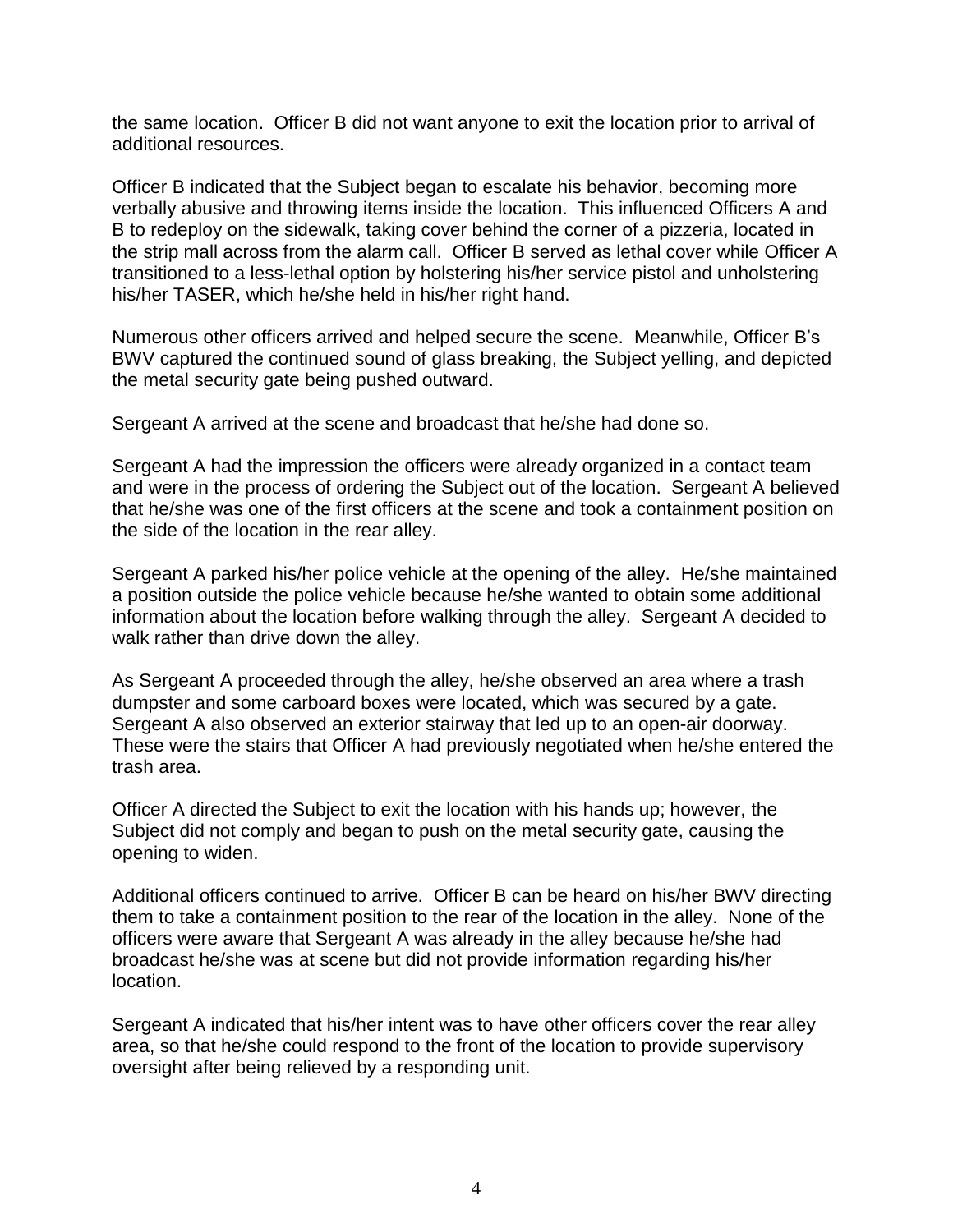the same location. Officer B did not want anyone to exit the location prior to arrival of additional resources.

Officer B indicated that the Subject began to escalate his behavior, becoming more verbally abusive and throwing items inside the location. This influenced Officers A and B to redeploy on the sidewalk, taking cover behind the corner of a pizzeria, located in the strip mall across from the alarm call. Officer B served as lethal cover while Officer A transitioned to a less-lethal option by holstering his/her service pistol and unholstering his/her TASER, which he/she held in his/her right hand.

Numerous other officers arrived and helped secure the scene. Meanwhile, Officer B's BWV captured the continued sound of glass breaking, the Subject yelling, and depicted the metal security gate being pushed outward.

Sergeant A arrived at the scene and broadcast that he/she had done so.

Sergeant A had the impression the officers were already organized in a contact team and were in the process of ordering the Subject out of the location. Sergeant A believed that he/she was one of the first officers at the scene and took a containment position on the side of the location in the rear alley.

Sergeant A parked his/her police vehicle at the opening of the alley. He/she maintained a position outside the police vehicle because he/she wanted to obtain some additional information about the location before walking through the alley. Sergeant A decided to walk rather than drive down the alley.

As Sergeant A proceeded through the alley, he/she observed an area where a trash dumpster and some carboard boxes were located, which was secured by a gate. Sergeant A also observed an exterior stairway that led up to an open-air doorway. These were the stairs that Officer A had previously negotiated when he/she entered the trash area.

Officer A directed the Subject to exit the location with his hands up; however, the Subject did not comply and began to push on the metal security gate, causing the opening to widen.

Additional officers continued to arrive. Officer B can be heard on his/her BWV directing them to take a containment position to the rear of the location in the alley. None of the officers were aware that Sergeant A was already in the alley because he/she had broadcast he/she was at scene but did not provide information regarding his/her location.

Sergeant A indicated that his/her intent was to have other officers cover the rear alley area, so that he/she could respond to the front of the location to provide supervisory oversight after being relieved by a responding unit.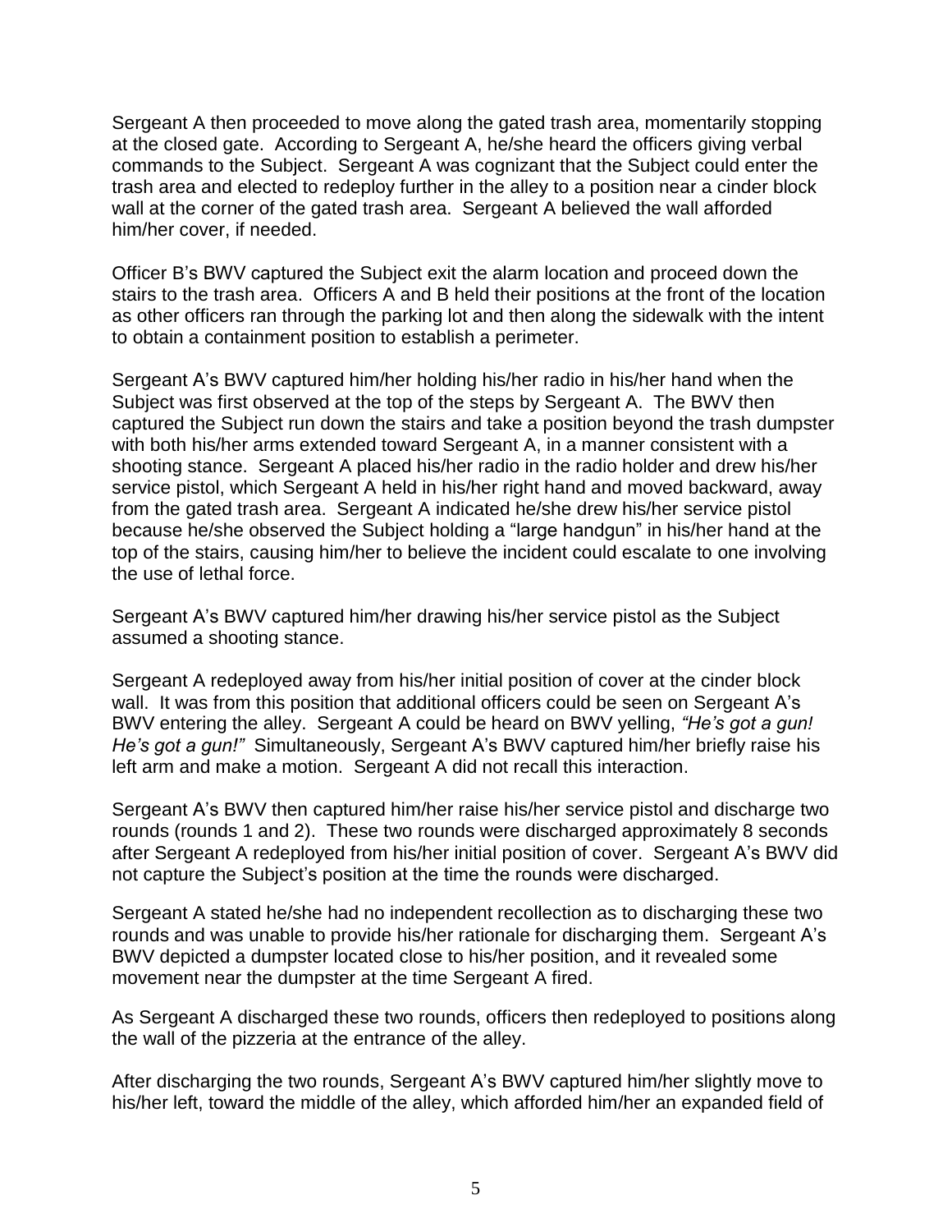Sergeant A then proceeded to move along the gated trash area, momentarily stopping at the closed gate. According to Sergeant A, he/she heard the officers giving verbal commands to the Subject. Sergeant A was cognizant that the Subject could enter the trash area and elected to redeploy further in the alley to a position near a cinder block wall at the corner of the gated trash area. Sergeant A believed the wall afforded him/her cover, if needed.

Officer B's BWV captured the Subject exit the alarm location and proceed down the stairs to the trash area. Officers A and B held their positions at the front of the location as other officers ran through the parking lot and then along the sidewalk with the intent to obtain a containment position to establish a perimeter.

Sergeant A's BWV captured him/her holding his/her radio in his/her hand when the Subject was first observed at the top of the steps by Sergeant A. The BWV then captured the Subject run down the stairs and take a position beyond the trash dumpster with both his/her arms extended toward Sergeant A, in a manner consistent with a shooting stance. Sergeant A placed his/her radio in the radio holder and drew his/her service pistol, which Sergeant A held in his/her right hand and moved backward, away from the gated trash area. Sergeant A indicated he/she drew his/her service pistol because he/she observed the Subject holding a "large handgun" in his/her hand at the top of the stairs, causing him/her to believe the incident could escalate to one involving the use of lethal force.

Sergeant A's BWV captured him/her drawing his/her service pistol as the Subject assumed a shooting stance.

Sergeant A redeployed away from his/her initial position of cover at the cinder block wall. It was from this position that additional officers could be seen on Sergeant A's BWV entering the alley. Sergeant A could be heard on BWV yelling, *"He's got a gun! He's got a gun!"* Simultaneously, Sergeant A's BWV captured him/her briefly raise his left arm and make a motion. Sergeant A did not recall this interaction.

Sergeant A's BWV then captured him/her raise his/her service pistol and discharge two rounds (rounds 1 and 2). These two rounds were discharged approximately 8 seconds after Sergeant A redeployed from his/her initial position of cover. Sergeant A's BWV did not capture the Subject's position at the time the rounds were discharged.

Sergeant A stated he/she had no independent recollection as to discharging these two rounds and was unable to provide his/her rationale for discharging them. Sergeant A's BWV depicted a dumpster located close to his/her position, and it revealed some movement near the dumpster at the time Sergeant A fired.

As Sergeant A discharged these two rounds, officers then redeployed to positions along the wall of the pizzeria at the entrance of the alley.

After discharging the two rounds, Sergeant A's BWV captured him/her slightly move to his/her left, toward the middle of the alley, which afforded him/her an expanded field of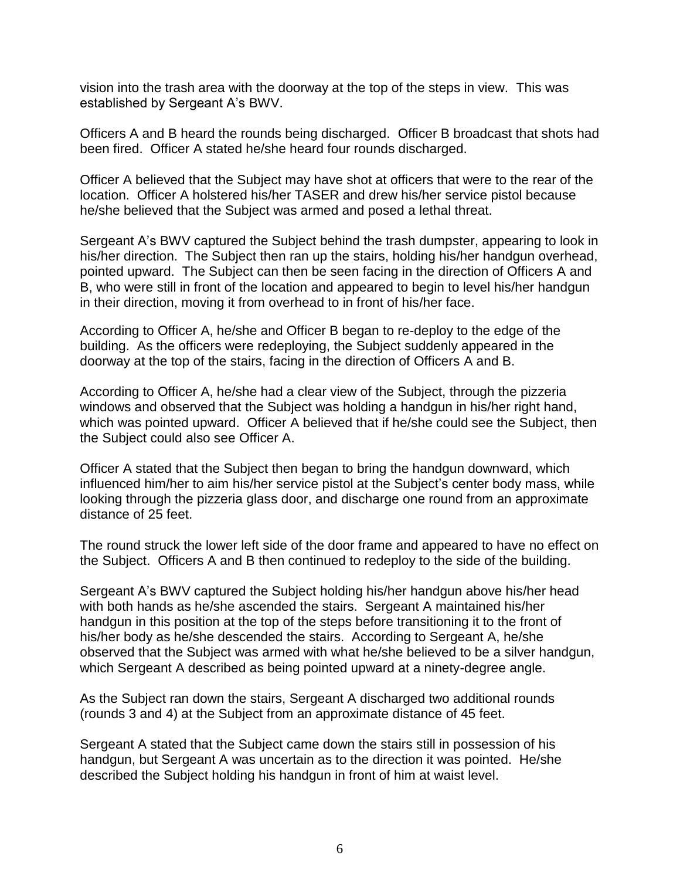vision into the trash area with the doorway at the top of the steps in view. This was established by Sergeant A's BWV.

Officers A and B heard the rounds being discharged. Officer B broadcast that shots had been fired. Officer A stated he/she heard four rounds discharged.

Officer A believed that the Subject may have shot at officers that were to the rear of the location. Officer A holstered his/her TASER and drew his/her service pistol because he/she believed that the Subject was armed and posed a lethal threat.

Sergeant A's BWV captured the Subject behind the trash dumpster, appearing to look in his/her direction. The Subject then ran up the stairs, holding his/her handgun overhead, pointed upward. The Subject can then be seen facing in the direction of Officers A and B, who were still in front of the location and appeared to begin to level his/her handgun in their direction, moving it from overhead to in front of his/her face.

According to Officer A, he/she and Officer B began to re-deploy to the edge of the building. As the officers were redeploying, the Subject suddenly appeared in the doorway at the top of the stairs, facing in the direction of Officers A and B.

According to Officer A, he/she had a clear view of the Subject, through the pizzeria windows and observed that the Subject was holding a handgun in his/her right hand, which was pointed upward. Officer A believed that if he/she could see the Subject, then the Subject could also see Officer A.

Officer A stated that the Subject then began to bring the handgun downward, which influenced him/her to aim his/her service pistol at the Subject's center body mass, while looking through the pizzeria glass door, and discharge one round from an approximate distance of 25 feet.

The round struck the lower left side of the door frame and appeared to have no effect on the Subject. Officers A and B then continued to redeploy to the side of the building.

Sergeant A's BWV captured the Subject holding his/her handgun above his/her head with both hands as he/she ascended the stairs. Sergeant A maintained his/her handgun in this position at the top of the steps before transitioning it to the front of his/her body as he/she descended the stairs. According to Sergeant A, he/she observed that the Subject was armed with what he/she believed to be a silver handgun, which Sergeant A described as being pointed upward at a ninety-degree angle.

As the Subject ran down the stairs, Sergeant A discharged two additional rounds (rounds 3 and 4) at the Subject from an approximate distance of 45 feet.

Sergeant A stated that the Subject came down the stairs still in possession of his handgun, but Sergeant A was uncertain as to the direction it was pointed. He/she described the Subject holding his handgun in front of him at waist level.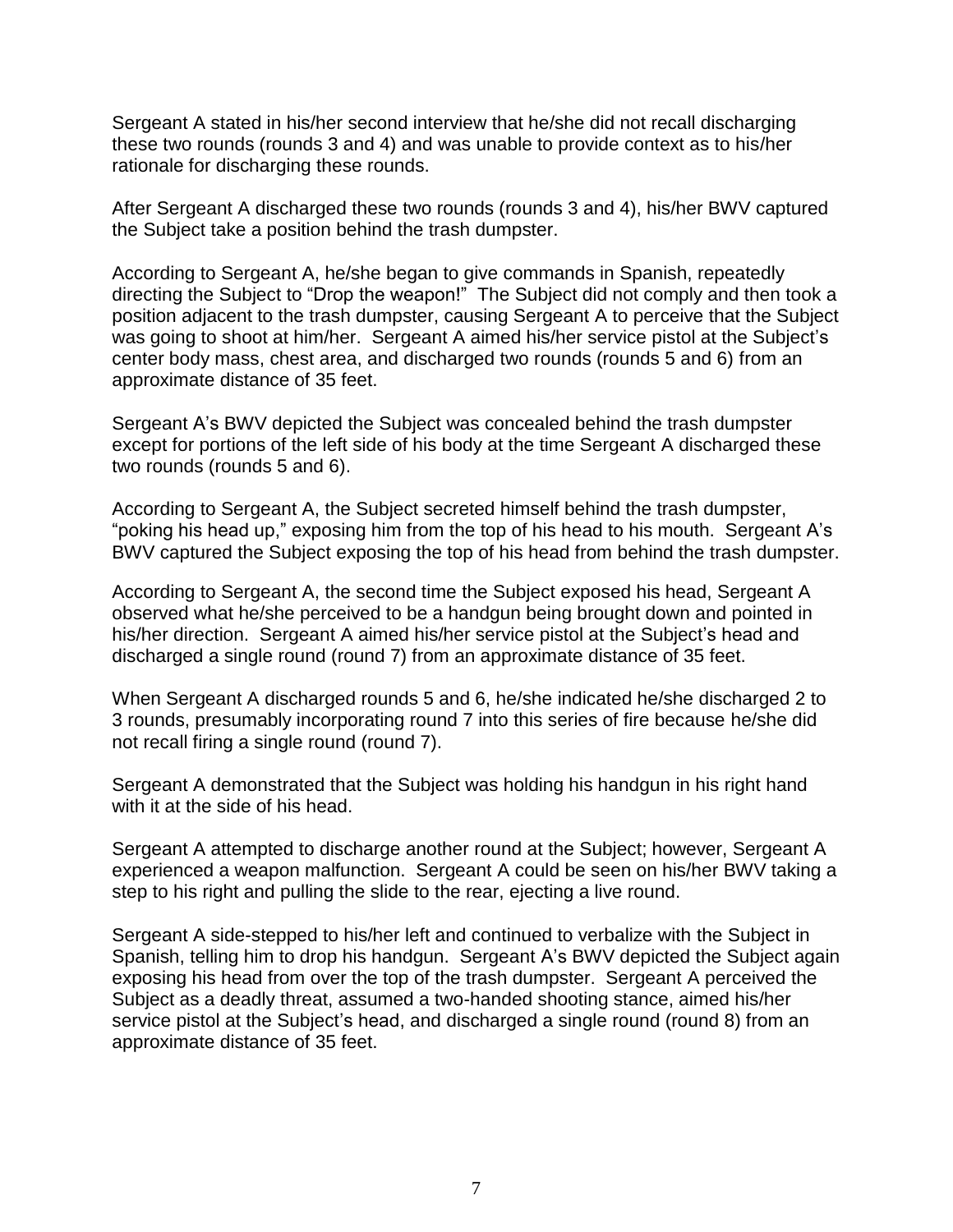Sergeant A stated in his/her second interview that he/she did not recall discharging these two rounds (rounds 3 and 4) and was unable to provide context as to his/her rationale for discharging these rounds.

After Sergeant A discharged these two rounds (rounds 3 and 4), his/her BWV captured the Subject take a position behind the trash dumpster.

According to Sergeant A, he/she began to give commands in Spanish, repeatedly directing the Subject to "Drop the weapon!" The Subject did not comply and then took a position adjacent to the trash dumpster, causing Sergeant A to perceive that the Subject was going to shoot at him/her. Sergeant A aimed his/her service pistol at the Subject's center body mass, chest area, and discharged two rounds (rounds 5 and 6) from an approximate distance of 35 feet.

Sergeant A's BWV depicted the Subject was concealed behind the trash dumpster except for portions of the left side of his body at the time Sergeant A discharged these two rounds (rounds 5 and 6).

According to Sergeant A, the Subject secreted himself behind the trash dumpster, "poking his head up," exposing him from the top of his head to his mouth. Sergeant A's BWV captured the Subject exposing the top of his head from behind the trash dumpster.

According to Sergeant A, the second time the Subject exposed his head, Sergeant A observed what he/she perceived to be a handgun being brought down and pointed in his/her direction. Sergeant A aimed his/her service pistol at the Subject's head and discharged a single round (round 7) from an approximate distance of 35 feet.

When Sergeant A discharged rounds 5 and 6, he/she indicated he/she discharged 2 to 3 rounds, presumably incorporating round 7 into this series of fire because he/she did not recall firing a single round (round 7).

Sergeant A demonstrated that the Subject was holding his handgun in his right hand with it at the side of his head.

Sergeant A attempted to discharge another round at the Subject; however, Sergeant A experienced a weapon malfunction. Sergeant A could be seen on his/her BWV taking a step to his right and pulling the slide to the rear, ejecting a live round.

Sergeant A side-stepped to his/her left and continued to verbalize with the Subject in Spanish, telling him to drop his handgun. Sergeant A's BWV depicted the Subject again exposing his head from over the top of the trash dumpster. Sergeant A perceived the Subject as a deadly threat, assumed a two-handed shooting stance, aimed his/her service pistol at the Subject's head, and discharged a single round (round 8) from an approximate distance of 35 feet.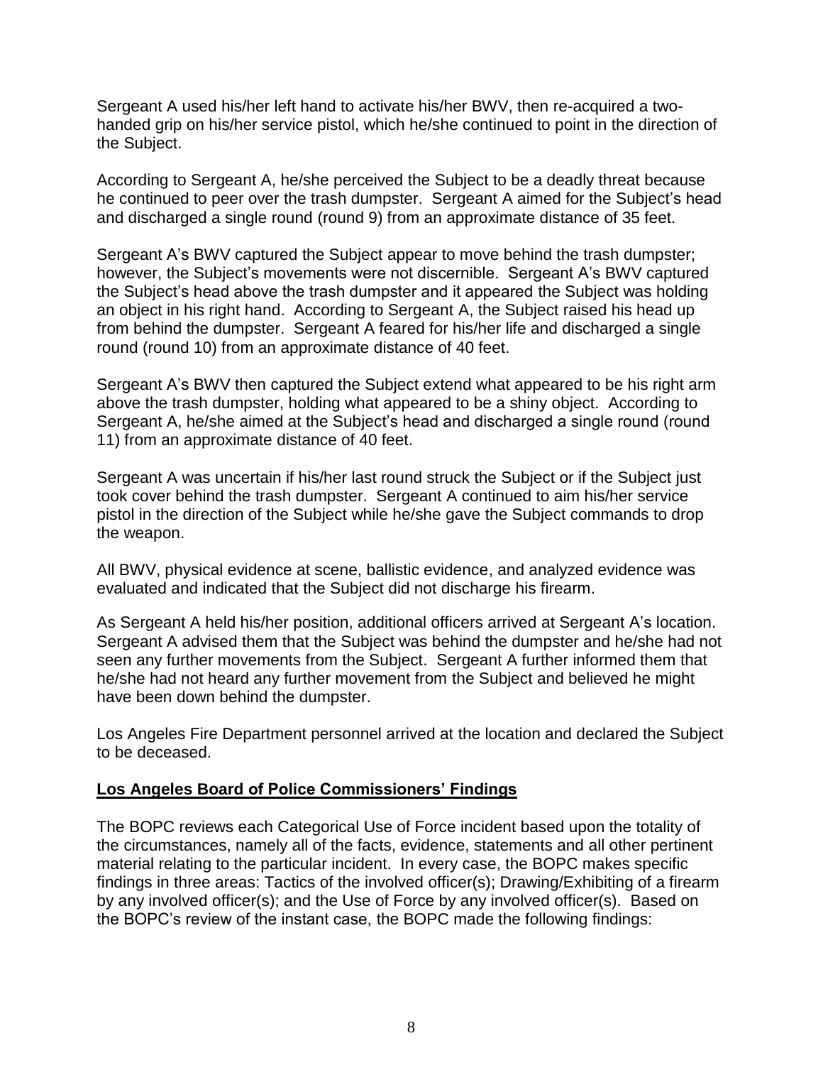Sergeant A used his/her left hand to activate his/her BWV, then re-acquired a two-handed grip on his/her service pistol, which he/she continued to point in the direction of the Subject.

According to Sergeant A, he/she perceived the Subject to be a deadly threat because he continued to peer over the trash dumpster. Sergeant A aimed for the Subject's head and discharged a single round (round 9) from an approximate distance of 35 feet.

Sergeant A's BWV captured the Subject appear to move behind the trash dumpster; however, the Subject's movements were not discernible. Sergeant A's BWV captured the Subject's head above the trash dumpster and it appeared the Subject was holding an object in his right hand. According to Sergeant A, the Subject raised his head up from behind the dumpster. Sergeant A feared for his/her life and discharged a single round (round 10) from an approximate distance of 40 feet.

Sergeant A's BWV then captured the Subject extend what appeared to be his right arm above the trash dumpster, holding what appeared to be a shiny object. According to Sergeant A, he/she aimed at the Subject's head and discharged a single round (round 11) from an approximate distance of 40 feet.

Sergeant A was uncertain if his/her last round struck the Subject or if the Subject just took cover behind the trash dumpster. Sergeant A continued to aim his/her service pistol in the direction of the Subject while he/she gave the Subject commands to drop the weapon.

All BWV, physical evidence at scene, ballistic evidence, and analyzed evidence was evaluated and indicated that the Subject did not discharge his firearm.

As Sergeant A held his/her position, additional officers arrived at Sergeant A's location. Sergeant A advised them that the Subject was behind the dumpster and he/she had not seen any further movements from the Subject. Sergeant A further informed them that he/she had not heard any further movement from the Subject and believed he might have been down behind the dumpster.

Los Angeles Fire Department personnel arrived at the location and declared the Subject to be deceased.

## Los Angeles Board of Police Commissioners' Findings

The BOPC reviews each Categorical Use of Force incident based upon the totality of the circumstances, namely all of the facts, evidence, statements and all other pertinent material relating to the particular incident. In every case, the BOPC makes specific findings in three areas: Tactics of the involved officer(s); Drawing/Exhibiting of a firearm by any involved officer(s); and the Use of Force by any involved officer(s). Based on the BOPC's review of the instant case, the BOPC made the following findings: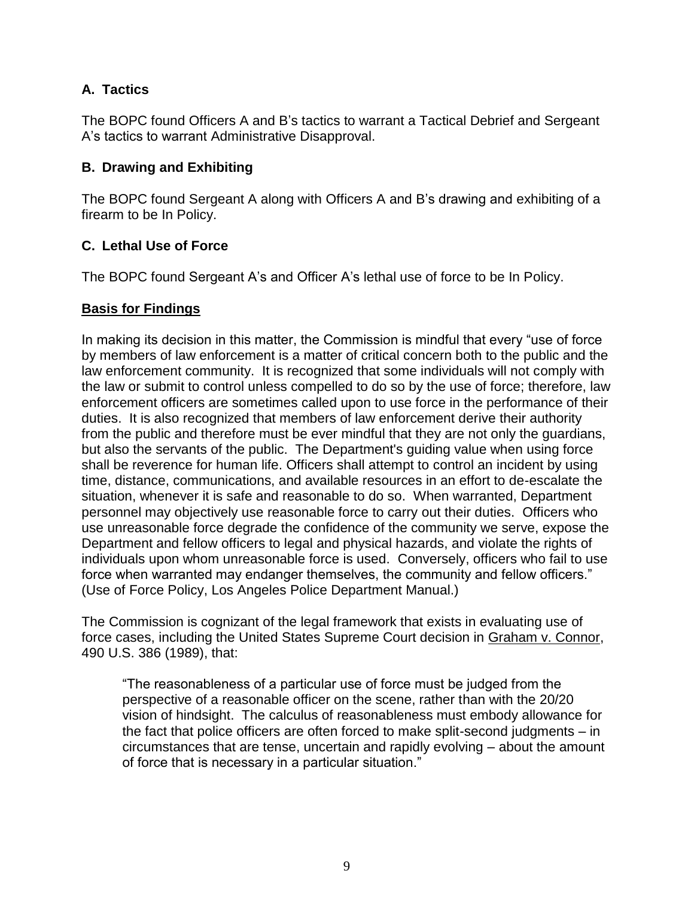### A. Tactics

The BOPC found Officers A and B's tactics to warrant a Tactical Debrief and Sergeant A's tactics to warrant Administrative Disapproval.

### B. Drawing and Exhibiting

The BOPC found Sergeant A along with Officers A and B's drawing and exhibiting of a firearm to be In Policy.

### C. Lethal Use of Force

The BOPC found Sergeant A's and Officer A's lethal use of force to be In Policy.

**Basis for Findings**

In making its decision in this matter, the Commission is mindful that every "use of force by members of law enforcement is a matter of critical concern both to the public and the law enforcement community. It is recognized that some individuals will not comply with the law or submit to control unless compelled to do so by the use of force; therefore, law enforcement officers are sometimes called upon to use force in the performance of their duties. It is also recognized that members of law enforcement derive their authority from the public and therefore must be ever mindful that they are not only the guardians, but also the servants of the public. The Department's guiding value when using force shall be reverence for human life. Officers shall attempt to control an incident by using time, distance, communications, and available resources in an effort to de-escalate the situation, whenever it is safe and reasonable to do so. When warranted, Department personnel may objectively use reasonable force to carry out their duties. Officers who use unreasonable force degrade the confidence of the community we serve, expose the Department and fellow officers to legal and physical hazards, and violate the rights of individuals upon whom unreasonable force is used. Conversely, officers who fail to use force when warranted may endanger themselves, the community and fellow officers." (Use of Force Policy, Los Angeles Police Department Manual.)

The Commission is cognizant of the legal framework that exists in evaluating use of force cases, including the United States Supreme Court decision in Graham v. Connor, 490 U.S. 386 (1989), that:

> "The reasonableness of a particular use of force must be judged from the perspective of a reasonable officer on the scene, rather than with the 20/20 vision of hindsight. The calculus of reasonableness must embody allowance for the fact that police officers are often forced to make split-second judgments – in circumstances that are tense, uncertain and rapidly evolving – about the amount of force that is necessary in a particular situation."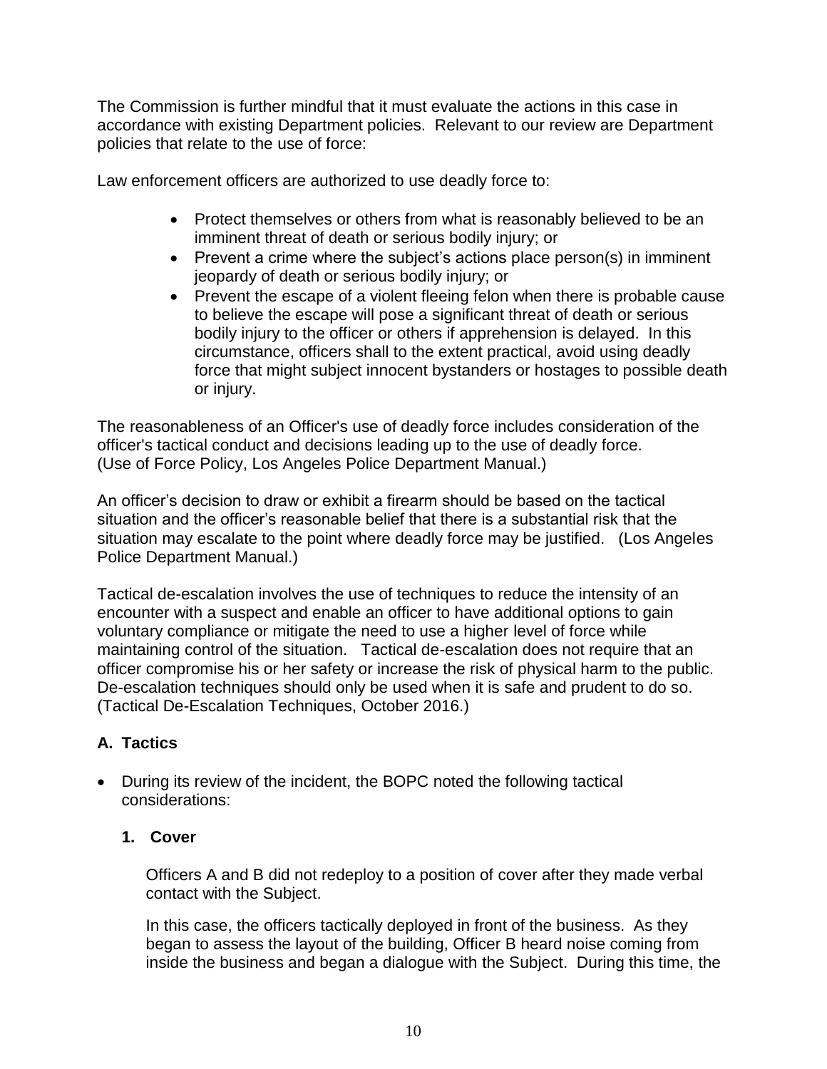The Commission is further mindful that it must evaluate the actions in this case in accordance with existing Department policies. Relevant to our review are Department policies that relate to the use of force:

Law enforcement officers are authorized to use deadly force to:

- Protect themselves or others from what is reasonably believed to be an imminent threat of death or serious bodily injury; or
- Prevent a crime where the subject's actions place person(s) in imminent jeopardy of death or serious bodily injury; or
- Prevent the escape of a violent fleeing felon when there is probable cause to believe the escape will pose a significant threat of death or serious bodily injury to the officer or others if apprehension is delayed. In this circumstance, officers shall to the extent practical, avoid using deadly force that might subject innocent bystanders or hostages to possible death or injury.

The reasonableness of an Officer's use of deadly force includes consideration of the officer's tactical conduct and decisions leading up to the use of deadly force. (Use of Force Policy, Los Angeles Police Department Manual.)

An officer's decision to draw or exhibit a firearm should be based on the tactical situation and the officer's reasonable belief that there is a substantial risk that the situation may escalate to the point where deadly force may be justified. (Los Angeles Police Department Manual.)

Tactical de-escalation involves the use of techniques to reduce the intensity of an encounter with a suspect and enable an officer to have additional options to gain voluntary compliance or mitigate the need to use a higher level of force while maintaining control of the situation. Tactical de-escalation does not require that an officer compromise his or her safety or increase the risk of physical harm to the public. De-escalation techniques should only be used when it is safe and prudent to do so. (Tactical De-Escalation Techniques, October 2016.)

## A. Tactics

- During its review of the incident, the BOPC noted the following tactical considerations:

### 1. Cover

Officers A and B did not redeploy to a position of cover after they made verbal contact with the Subject.

In this case, the officers tactically deployed in front of the business. As they began to assess the layout of the building, Officer B heard noise coming from inside the business and began a dialogue with the Subject. During this time, the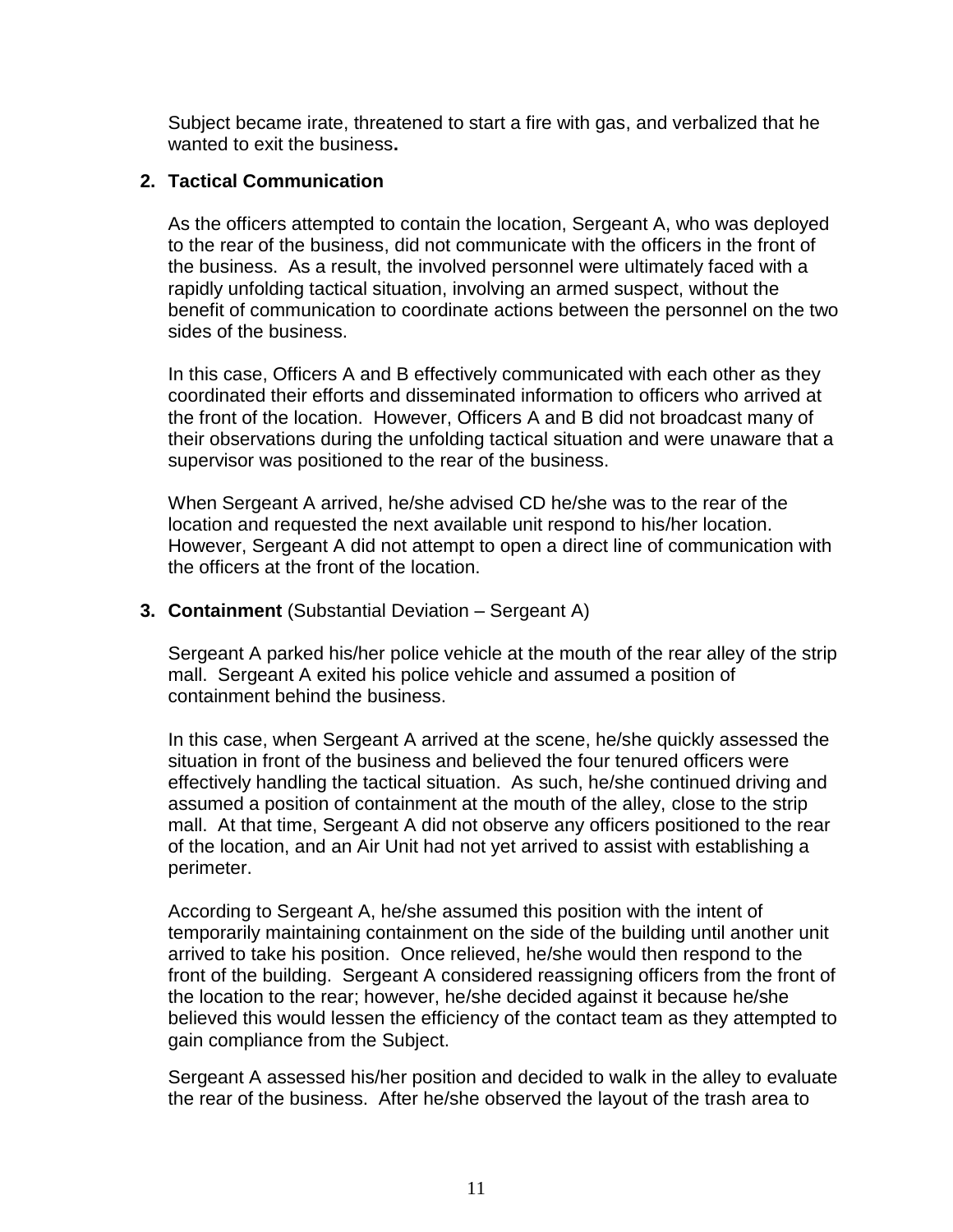Subject became irate, threatened to start a fire with gas, and verbalized that he wanted to exit the business**.**

**2. Tactical Communication**

As the officers attempted to contain the location, Sergeant A, who was deployed to the rear of the business, did not communicate with the officers in the front of the business. As a result, the involved personnel were ultimately faced with a rapidly unfolding tactical situation, involving an armed suspect, without the benefit of communication to coordinate actions between the personnel on the two sides of the business.

In this case, Officers A and B effectively communicated with each other as they coordinated their efforts and disseminated information to officers who arrived at the front of the location. However, Officers A and B did not broadcast many of their observations during the unfolding tactical situation and were unaware that a supervisor was positioned to the rear of the business.

When Sergeant A arrived, he/she advised CD he/she was to the rear of the location and requested the next available unit respond to his/her location. However, Sergeant A did not attempt to open a direct line of communication with the officers at the front of the location.

**3. Containment** (Substantial Deviation – Sergeant A)

Sergeant A parked his/her police vehicle at the mouth of the rear alley of the strip mall. Sergeant A exited his police vehicle and assumed a position of containment behind the business.

In this case, when Sergeant A arrived at the scene, he/she quickly assessed the situation in front of the business and believed the four tenured officers were effectively handling the tactical situation. As such, he/she continued driving and assumed a position of containment at the mouth of the alley, close to the strip mall. At that time, Sergeant A did not observe any officers positioned to the rear of the location, and an Air Unit had not yet arrived to assist with establishing a perimeter.

According to Sergeant A, he/she assumed this position with the intent of temporarily maintaining containment on the side of the building until another unit arrived to take his position. Once relieved, he/she would then respond to the front of the building. Sergeant A considered reassigning officers from the front of the location to the rear; however, he/she decided against it because he/she believed this would lessen the efficiency of the contact team as they attempted to gain compliance from the Subject.

Sergeant A assessed his/her position and decided to walk in the alley to evaluate the rear of the business. After he/she observed the layout of the trash area to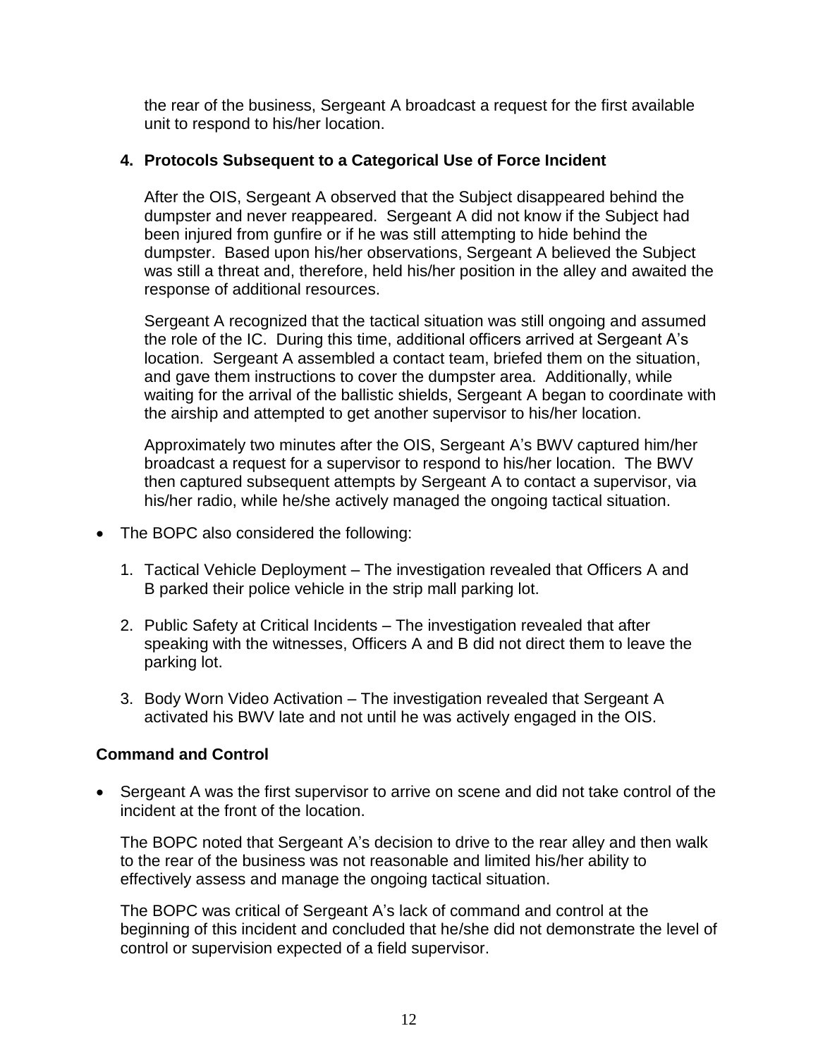the rear of the business, Sergeant A broadcast a request for the first available unit to respond to his/her location.

**4. Protocols Subsequent to a Categorical Use of Force Incident**

After the OIS, Sergeant A observed that the Subject disappeared behind the dumpster and never reappeared. Sergeant A did not know if the Subject had been injured from gunfire or if he was still attempting to hide behind the dumpster. Based upon his/her observations, Sergeant A believed the Subject was still a threat and, therefore, held his/her position in the alley and awaited the response of additional resources.

Sergeant A recognized that the tactical situation was still ongoing and assumed the role of the IC. During this time, additional officers arrived at Sergeant A's location. Sergeant A assembled a contact team, briefed them on the situation, and gave them instructions to cover the dumpster area. Additionally, while waiting for the arrival of the ballistic shields, Sergeant A began to coordinate with the airship and attempted to get another supervisor to his/her location.

Approximately two minutes after the OIS, Sergeant A's BWV captured him/her broadcast a request for a supervisor to respond to his/her location. The BWV then captured subsequent attempts by Sergeant A to contact a supervisor, via his/her radio, while he/she actively managed the ongoing tactical situation.

- The BOPC also considered the following:

  1. Tactical Vehicle Deployment – The investigation revealed that Officers A and B parked their police vehicle in the strip mall parking lot.

  2. Public Safety at Critical Incidents – The investigation revealed that after speaking with the witnesses, Officers A and B did not direct them to leave the parking lot.

  3. Body Worn Video Activation – The investigation revealed that Sergeant A activated his BWV late and not until he was actively engaged in the OIS.

**Command and Control**

- Sergeant A was the first supervisor to arrive on scene and did not take control of the incident at the front of the location.

  The BOPC noted that Sergeant A's decision to drive to the rear alley and then walk to the rear of the business was not reasonable and limited his/her ability to effectively assess and manage the ongoing tactical situation.

  The BOPC was critical of Sergeant A's lack of command and control at the beginning of this incident and concluded that he/she did not demonstrate the level of control or supervision expected of a field supervisor.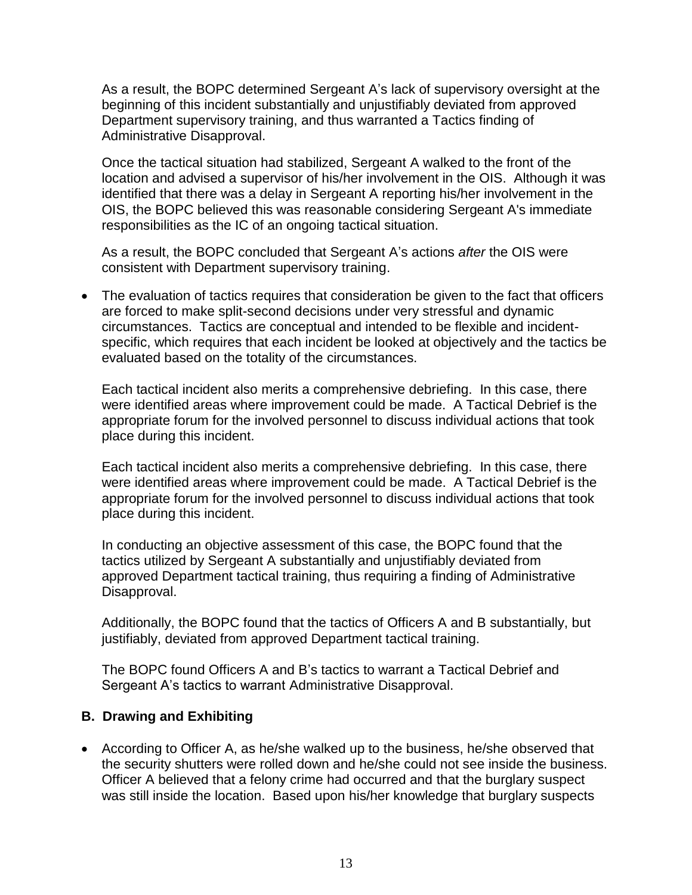As a result, the BOPC determined Sergeant A's lack of supervisory oversight at the beginning of this incident substantially and unjustifiably deviated from approved Department supervisory training, and thus warranted a Tactics finding of Administrative Disapproval.

Once the tactical situation had stabilized, Sergeant A walked to the front of the location and advised a supervisor of his/her involvement in the OIS. Although it was identified that there was a delay in Sergeant A reporting his/her involvement in the OIS, the BOPC believed this was reasonable considering Sergeant A's immediate responsibilities as the IC of an ongoing tactical situation.

As a result, the BOPC concluded that Sergeant A's actions *after* the OIS were consistent with Department supervisory training.

- The evaluation of tactics requires that consideration be given to the fact that officers are forced to make split-second decisions under very stressful and dynamic circumstances. Tactics are conceptual and intended to be flexible and incident-specific, which requires that each incident be looked at objectively and the tactics be evaluated based on the totality of the circumstances.

  Each tactical incident also merits a comprehensive debriefing. In this case, there were identified areas where improvement could be made. A Tactical Debrief is the appropriate forum for the involved personnel to discuss individual actions that took place during this incident.

  Each tactical incident also merits a comprehensive debriefing. In this case, there were identified areas where improvement could be made. A Tactical Debrief is the appropriate forum for the involved personnel to discuss individual actions that took place during this incident.

  In conducting an objective assessment of this case, the BOPC found that the tactics utilized by Sergeant A substantially and unjustifiably deviated from approved Department tactical training, thus requiring a finding of Administrative Disapproval.

  Additionally, the BOPC found that the tactics of Officers A and B substantially, but justifiably, deviated from approved Department tactical training.

  The BOPC found Officers A and B's tactics to warrant a Tactical Debrief and Sergeant A's tactics to warrant Administrative Disapproval.

### B. Drawing and Exhibiting

- According to Officer A, as he/she walked up to the business, he/she observed that the security shutters were rolled down and he/she could not see inside the business. Officer A believed that a felony crime had occurred and that the burglary suspect was still inside the location. Based upon his/her knowledge that burglary suspects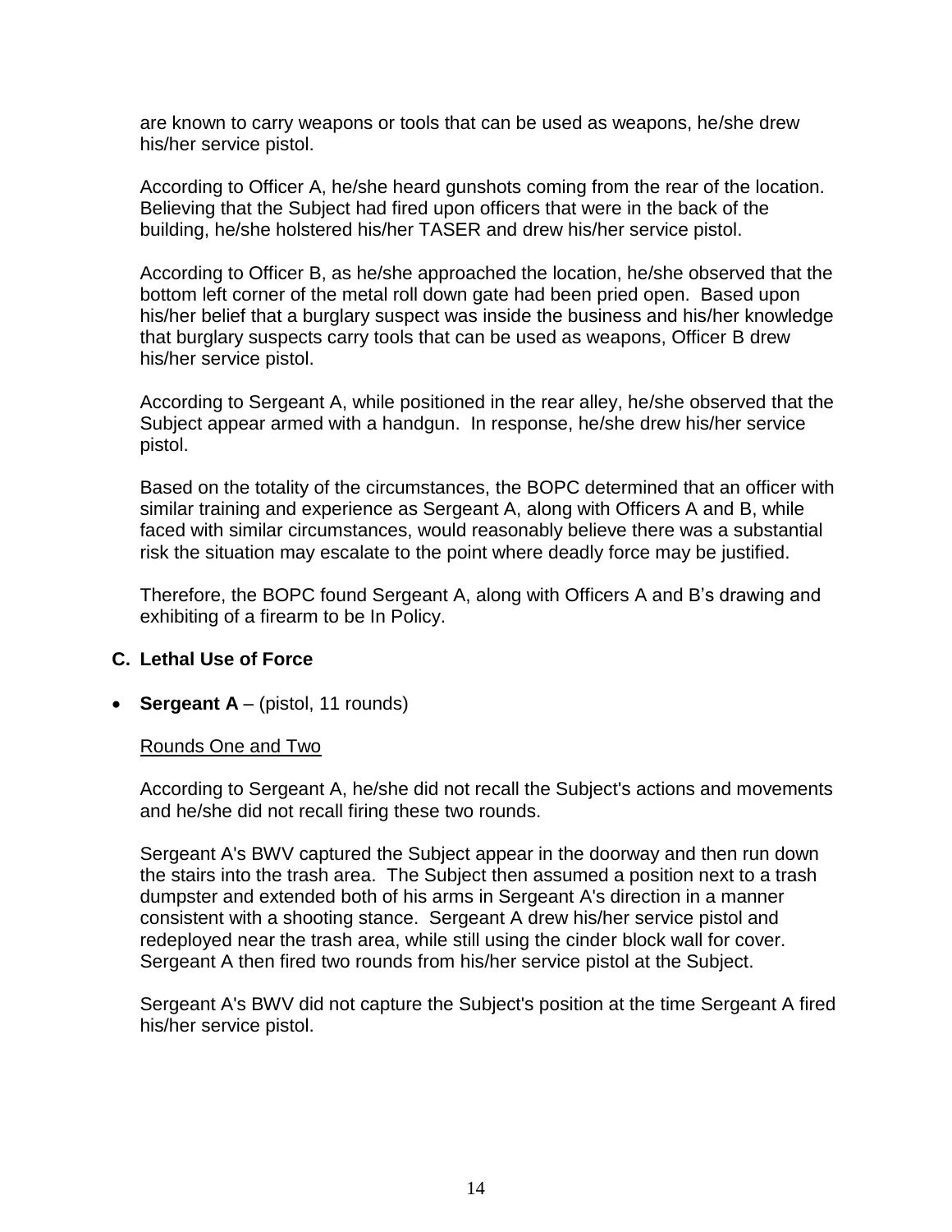are known to carry weapons or tools that can be used as weapons, he/she drew his/her service pistol.

According to Officer A, he/she heard gunshots coming from the rear of the location. Believing that the Subject had fired upon officers that were in the back of the building, he/she holstered his/her TASER and drew his/her service pistol.

According to Officer B, as he/she approached the location, he/she observed that the bottom left corner of the metal roll down gate had been pried open. Based upon his/her belief that a burglary suspect was inside the business and his/her knowledge that burglary suspects carry tools that can be used as weapons, Officer B drew his/her service pistol.

According to Sergeant A, while positioned in the rear alley, he/she observed that the Subject appear armed with a handgun. In response, he/she drew his/her service pistol.

Based on the totality of the circumstances, the BOPC determined that an officer with similar training and experience as Sergeant A, along with Officers A and B, while faced with similar circumstances, would reasonably believe there was a substantial risk the situation may escalate to the point where deadly force may be justified.

Therefore, the BOPC found Sergeant A, along with Officers A and B's drawing and exhibiting of a firearm to be In Policy.

## C. Lethal Use of Force

- **Sergeant A** – (pistol, 11 rounds)

<u>Rounds One and Two</u>

According to Sergeant A, he/she did not recall the Subject's actions and movements and he/she did not recall firing these two rounds.

Sergeant A's BWV captured the Subject appear in the doorway and then run down the stairs into the trash area. The Subject then assumed a position next to a trash dumpster and extended both of his arms in Sergeant A's direction in a manner consistent with a shooting stance. Sergeant A drew his/her service pistol and redeployed near the trash area, while still using the cinder block wall for cover. Sergeant A then fired two rounds from his/her service pistol at the Subject.

Sergeant A's BWV did not capture the Subject's position at the time Sergeant A fired his/her service pistol.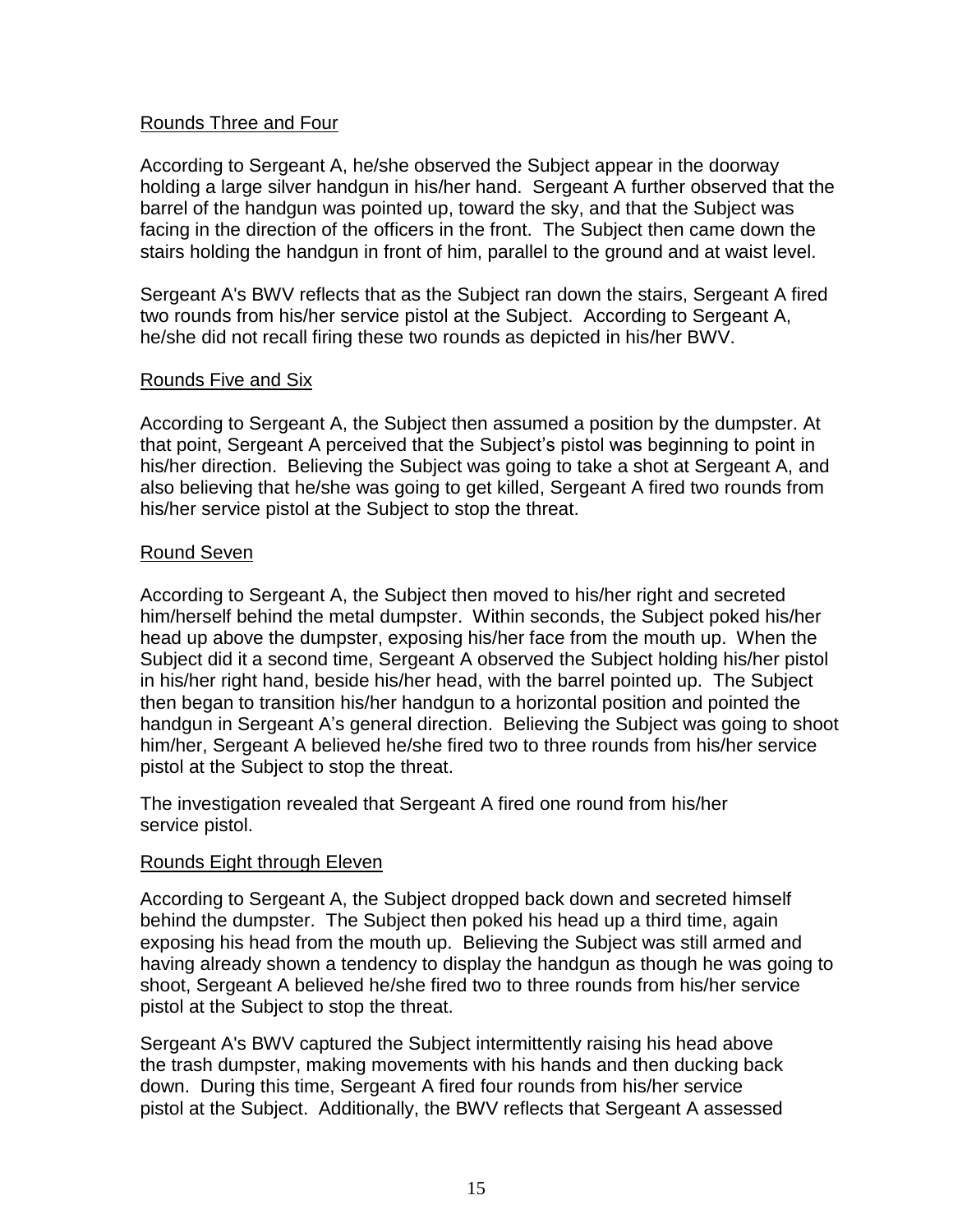Rounds Three and Four

According to Sergeant A, he/she observed the Subject appear in the doorway holding a large silver handgun in his/her hand. Sergeant A further observed that the barrel of the handgun was pointed up, toward the sky, and that the Subject was facing in the direction of the officers in the front. The Subject then came down the stairs holding the handgun in front of him, parallel to the ground and at waist level.

Sergeant A's BWV reflects that as the Subject ran down the stairs, Sergeant A fired two rounds from his/her service pistol at the Subject. According to Sergeant A, he/she did not recall firing these two rounds as depicted in his/her BWV.

Rounds Five and Six

According to Sergeant A, the Subject then assumed a position by the dumpster. At that point, Sergeant A perceived that the Subject's pistol was beginning to point in his/her direction. Believing the Subject was going to take a shot at Sergeant A, and also believing that he/she was going to get killed, Sergeant A fired two rounds from his/her service pistol at the Subject to stop the threat.

Round Seven

According to Sergeant A, the Subject then moved to his/her right and secreted him/herself behind the metal dumpster. Within seconds, the Subject poked his/her head up above the dumpster, exposing his/her face from the mouth up. When the Subject did it a second time, Sergeant A observed the Subject holding his/her pistol in his/her right hand, beside his/her head, with the barrel pointed up. The Subject then began to transition his/her handgun to a horizontal position and pointed the handgun in Sergeant A's general direction. Believing the Subject was going to shoot him/her, Sergeant A believed he/she fired two to three rounds from his/her service pistol at the Subject to stop the threat.

The investigation revealed that Sergeant A fired one round from his/her service pistol.

Rounds Eight through Eleven

According to Sergeant A, the Subject dropped back down and secreted himself behind the dumpster. The Subject then poked his head up a third time, again exposing his head from the mouth up. Believing the Subject was still armed and having already shown a tendency to display the handgun as though he was going to shoot, Sergeant A believed he/she fired two to three rounds from his/her service pistol at the Subject to stop the threat.

Sergeant A's BWV captured the Subject intermittently raising his head above the trash dumpster, making movements with his hands and then ducking back down. During this time, Sergeant A fired four rounds from his/her service pistol at the Subject. Additionally, the BWV reflects that Sergeant A assessed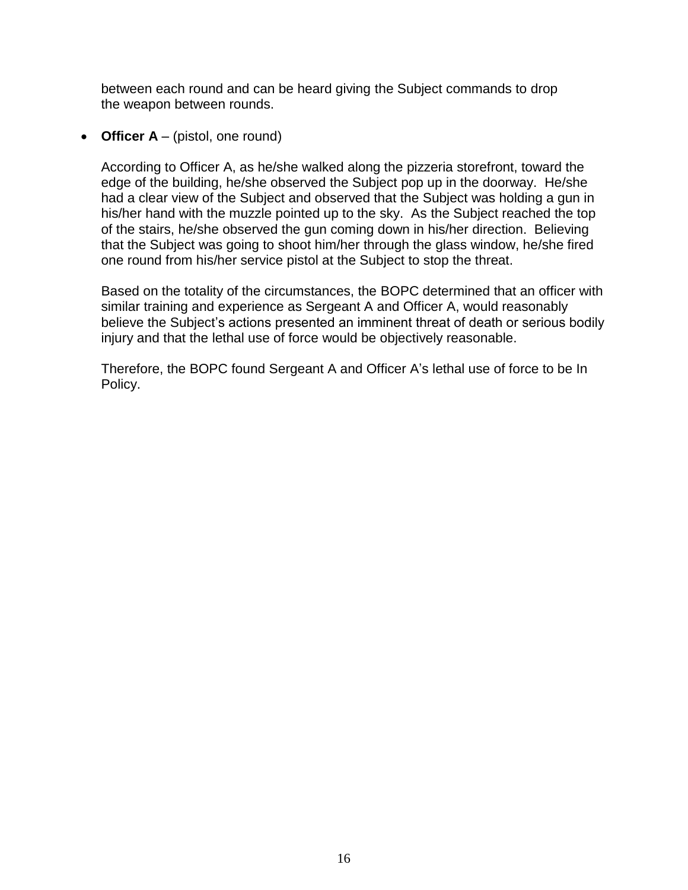between each round and can be heard giving the Subject commands to drop the weapon between rounds.

- **Officer A** – (pistol, one round)

  According to Officer A, as he/she walked along the pizzeria storefront, toward the edge of the building, he/she observed the Subject pop up in the doorway. He/she had a clear view of the Subject and observed that the Subject was holding a gun in his/her hand with the muzzle pointed up to the sky. As the Subject reached the top of the stairs, he/she observed the gun coming down in his/her direction. Believing that the Subject was going to shoot him/her through the glass window, he/she fired one round from his/her service pistol at the Subject to stop the threat.

  Based on the totality of the circumstances, the BOPC determined that an officer with similar training and experience as Sergeant A and Officer A, would reasonably believe the Subject's actions presented an imminent threat of death or serious bodily injury and that the lethal use of force would be objectively reasonable.

  Therefore, the BOPC found Sergeant A and Officer A's lethal use of force to be In Policy.